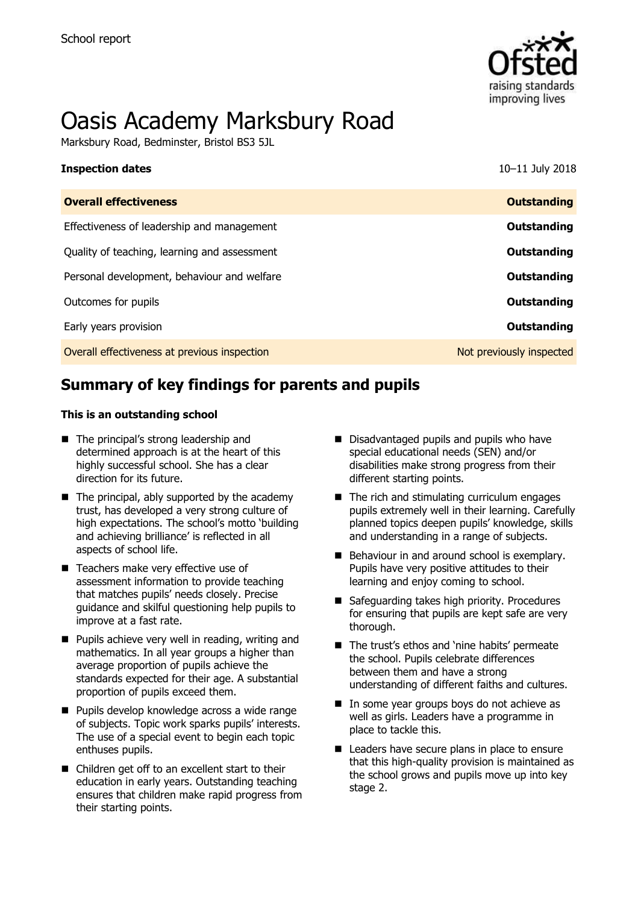School report

# Oasis Academy Marksbury Road

Marksbury Road, Bedminster, Bristol BS3 5JL

**Inspection dates** 10–11 July 2018

| **Overall effectiveness** | **Outstanding** |
| --- | --- |
| Effectiveness of leadership and management | **Outstanding** |
| Quality of teaching, learning and assessment | **Outstanding** |
| Personal development, behaviour and welfare | **Outstanding** |
| Outcomes for pupils | **Outstanding** |
| Early years provision | **Outstanding** |
| Overall effectiveness at previous inspection | Not previously inspected |

## Summary of key findings for parents and pupils

**This is an outstanding school**

- The principal's strong leadership and determined approach is at the heart of this highly successful school. She has a clear direction for its future.
- The principal, ably supported by the academy trust, has developed a very strong culture of high expectations. The school's motto 'building and achieving brilliance' is reflected in all aspects of school life.
- Teachers make very effective use of assessment information to provide teaching that matches pupils' needs closely. Precise guidance and skilful questioning help pupils to improve at a fast rate.
- Pupils achieve very well in reading, writing and mathematics. In all year groups a higher than average proportion of pupils achieve the standards expected for their age. A substantial proportion of pupils exceed them.
- Pupils develop knowledge across a wide range of subjects. Topic work sparks pupils' interests. The use of a special event to begin each topic enthuses pupils.
- Children get off to an excellent start to their education in early years. Outstanding teaching ensures that children make rapid progress from their starting points.
- Disadvantaged pupils and pupils who have special educational needs (SEN) and/or disabilities make strong progress from their different starting points.
- The rich and stimulating curriculum engages pupils extremely well in their learning. Carefully planned topics deepen pupils' knowledge, skills and understanding in a range of subjects.
- Behaviour in and around school is exemplary. Pupils have very positive attitudes to their learning and enjoy coming to school.
- Safeguarding takes high priority. Procedures for ensuring that pupils are kept safe are very thorough.
- The trust's ethos and 'nine habits' permeate the school. Pupils celebrate differences between them and have a strong understanding of different faiths and cultures.
- In some year groups boys do not achieve as well as girls. Leaders have a programme in place to tackle this.
- Leaders have secure plans in place to ensure that this high-quality provision is maintained as the school grows and pupils move up into key stage 2.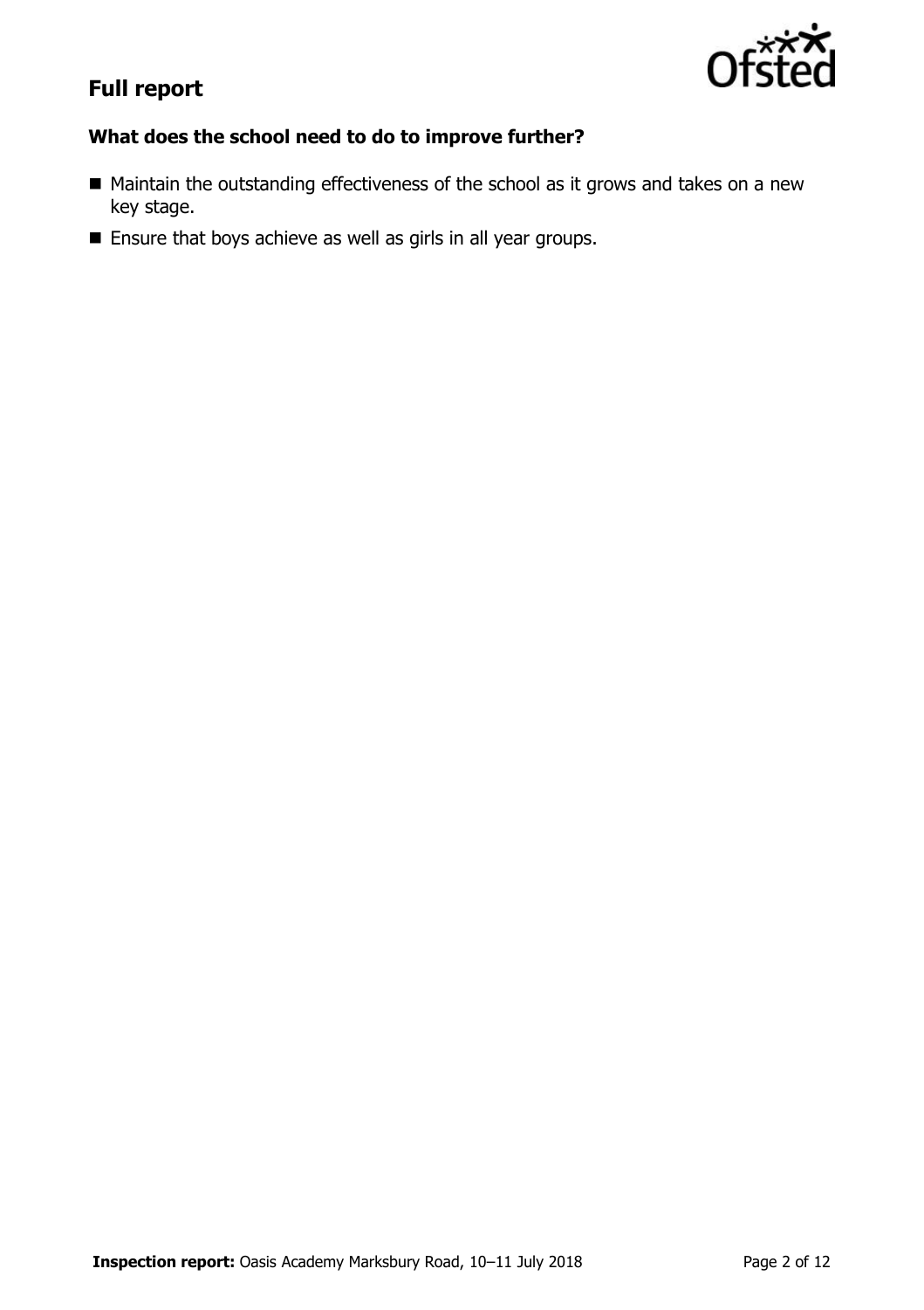## Full report

### What does the school need to do to improve further?

- Maintain the outstanding effectiveness of the school as it grows and takes on a new key stage.
- Ensure that boys achieve as well as girls in all year groups.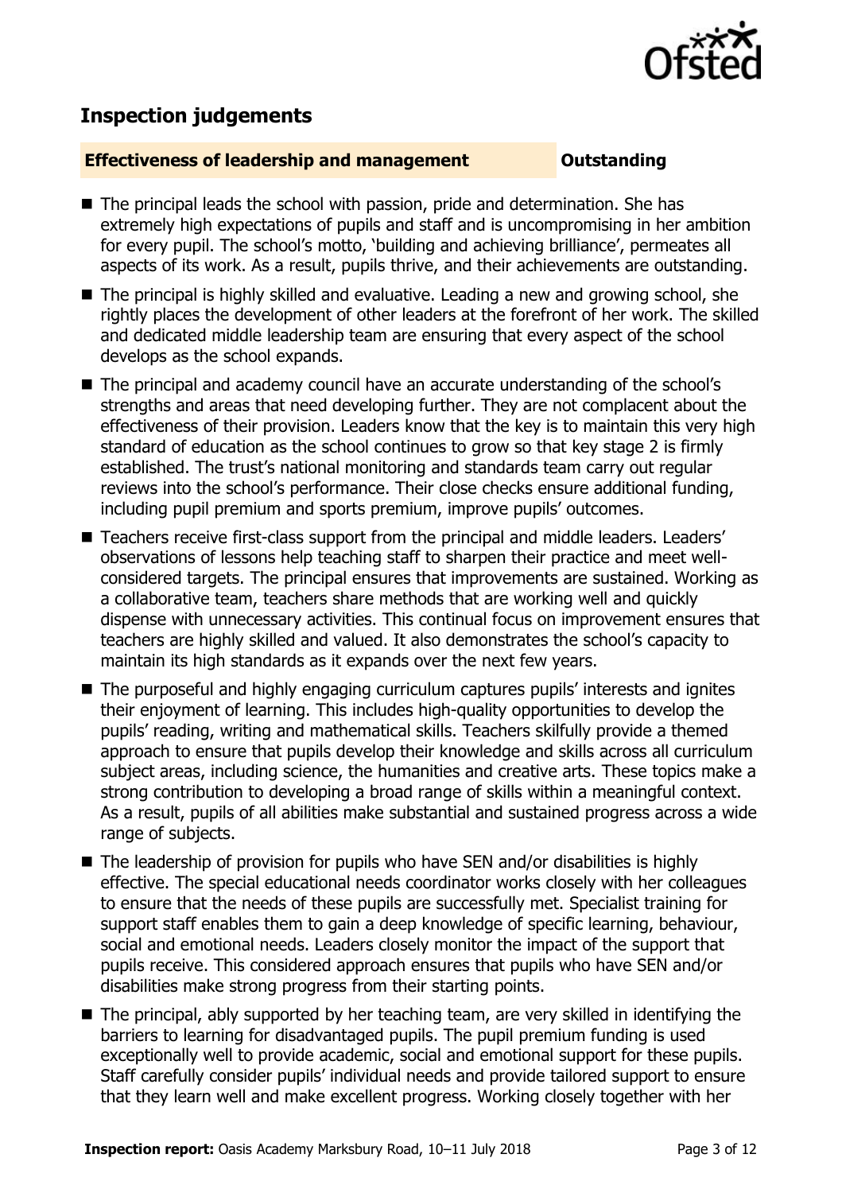## Inspection judgements

**Effectiveness of leadership and management** **Outstanding**

- The principal leads the school with passion, pride and determination. She has extremely high expectations of pupils and staff and is uncompromising in her ambition for every pupil. The school's motto, 'building and achieving brilliance', permeates all aspects of its work. As a result, pupils thrive, and their achievements are outstanding.
- The principal is highly skilled and evaluative. Leading a new and growing school, she rightly places the development of other leaders at the forefront of her work. The skilled and dedicated middle leadership team are ensuring that every aspect of the school develops as the school expands.
- The principal and academy council have an accurate understanding of the school's strengths and areas that need developing further. They are not complacent about the effectiveness of their provision. Leaders know that the key is to maintain this very high standard of education as the school continues to grow so that key stage 2 is firmly established. The trust's national monitoring and standards team carry out regular reviews into the school's performance. Their close checks ensure additional funding, including pupil premium and sports premium, improve pupils' outcomes.
- Teachers receive first-class support from the principal and middle leaders. Leaders' observations of lessons help teaching staff to sharpen their practice and meet well-considered targets. The principal ensures that improvements are sustained. Working as a collaborative team, teachers share methods that are working well and quickly dispense with unnecessary activities. This continual focus on improvement ensures that teachers are highly skilled and valued. It also demonstrates the school's capacity to maintain its high standards as it expands over the next few years.
- The purposeful and highly engaging curriculum captures pupils' interests and ignites their enjoyment of learning. This includes high-quality opportunities to develop the pupils' reading, writing and mathematical skills. Teachers skilfully provide a themed approach to ensure that pupils develop their knowledge and skills across all curriculum subject areas, including science, the humanities and creative arts. These topics make a strong contribution to developing a broad range of skills within a meaningful context. As a result, pupils of all abilities make substantial and sustained progress across a wide range of subjects.
- The leadership of provision for pupils who have SEN and/or disabilities is highly effective. The special educational needs coordinator works closely with her colleagues to ensure that the needs of these pupils are successfully met. Specialist training for support staff enables them to gain a deep knowledge of specific learning, behaviour, social and emotional needs. Leaders closely monitor the impact of the support that pupils receive. This considered approach ensures that pupils who have SEN and/or disabilities make strong progress from their starting points.
- The principal, ably supported by her teaching team, are very skilled in identifying the barriers to learning for disadvantaged pupils. The pupil premium funding is used exceptionally well to provide academic, social and emotional support for these pupils. Staff carefully consider pupils' individual needs and provide tailored support to ensure that they learn well and make excellent progress. Working closely together with her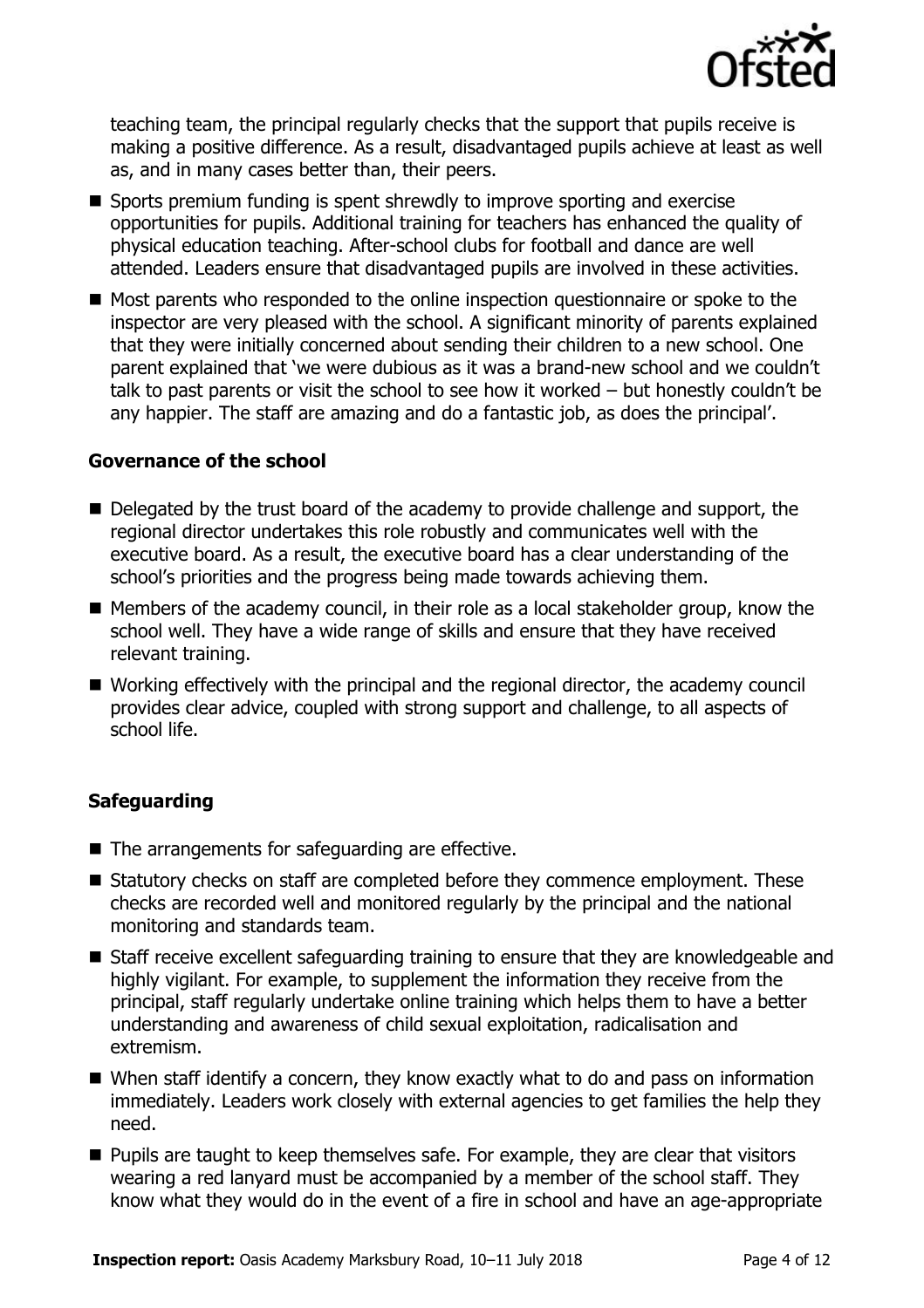teaching team, the principal regularly checks that the support that pupils receive is making a positive difference. As a result, disadvantaged pupils achieve at least as well as, and in many cases better than, their peers.

- Sports premium funding is spent shrewdly to improve sporting and exercise opportunities for pupils. Additional training for teachers has enhanced the quality of physical education teaching. After-school clubs for football and dance are well attended. Leaders ensure that disadvantaged pupils are involved in these activities.
- Most parents who responded to the online inspection questionnaire or spoke to the inspector are very pleased with the school. A significant minority of parents explained that they were initially concerned about sending their children to a new school. One parent explained that 'we were dubious as it was a brand-new school and we couldn't talk to past parents or visit the school to see how it worked – but honestly couldn't be any happier. The staff are amazing and do a fantastic job, as does the principal'.

### Governance of the school

- Delegated by the trust board of the academy to provide challenge and support, the regional director undertakes this role robustly and communicates well with the executive board. As a result, the executive board has a clear understanding of the school's priorities and the progress being made towards achieving them.
- Members of the academy council, in their role as a local stakeholder group, know the school well. They have a wide range of skills and ensure that they have received relevant training.
- Working effectively with the principal and the regional director, the academy council provides clear advice, coupled with strong support and challenge, to all aspects of school life.

### Safeguarding

- The arrangements for safeguarding are effective.
- Statutory checks on staff are completed before they commence employment. These checks are recorded well and monitored regularly by the principal and the national monitoring and standards team.
- Staff receive excellent safeguarding training to ensure that they are knowledgeable and highly vigilant. For example, to supplement the information they receive from the principal, staff regularly undertake online training which helps them to have a better understanding and awareness of child sexual exploitation, radicalisation and extremism.
- When staff identify a concern, they know exactly what to do and pass on information immediately. Leaders work closely with external agencies to get families the help they need.
- Pupils are taught to keep themselves safe. For example, they are clear that visitors wearing a red lanyard must be accompanied by a member of the school staff. They know what they would do in the event of a fire in school and have an age-appropriate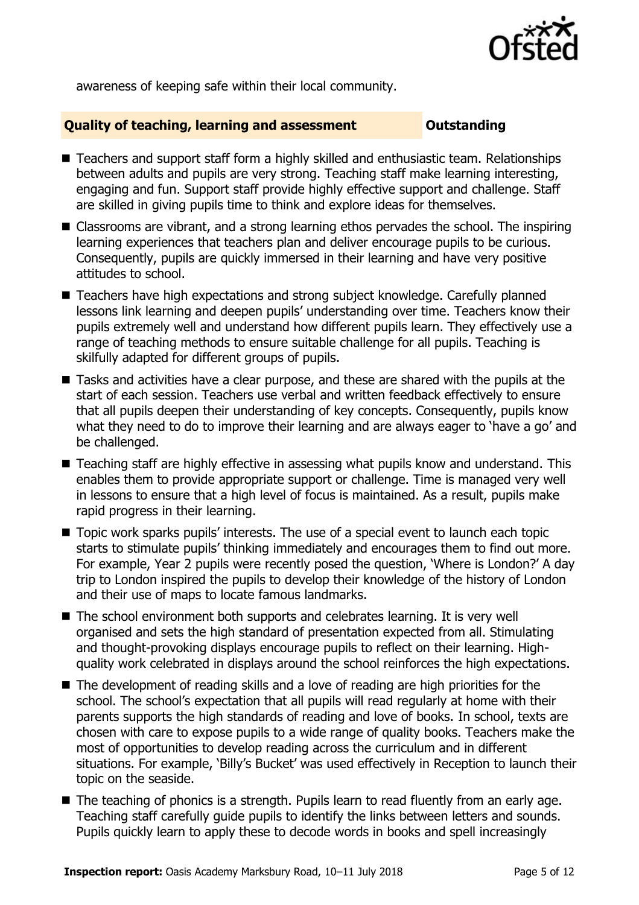awareness of keeping safe within their local community.

## Quality of teaching, learning and assessment — Outstanding

- Teachers and support staff form a highly skilled and enthusiastic team. Relationships between adults and pupils are very strong. Teaching staff make learning interesting, engaging and fun. Support staff provide highly effective support and challenge. Staff are skilled in giving pupils time to think and explore ideas for themselves.
- Classrooms are vibrant, and a strong learning ethos pervades the school. The inspiring learning experiences that teachers plan and deliver encourage pupils to be curious. Consequently, pupils are quickly immersed in their learning and have very positive attitudes to school.
- Teachers have high expectations and strong subject knowledge. Carefully planned lessons link learning and deepen pupils' understanding over time. Teachers know their pupils extremely well and understand how different pupils learn. They effectively use a range of teaching methods to ensure suitable challenge for all pupils. Teaching is skilfully adapted for different groups of pupils.
- Tasks and activities have a clear purpose, and these are shared with the pupils at the start of each session. Teachers use verbal and written feedback effectively to ensure that all pupils deepen their understanding of key concepts. Consequently, pupils know what they need to do to improve their learning and are always eager to 'have a go' and be challenged.
- Teaching staff are highly effective in assessing what pupils know and understand. This enables them to provide appropriate support or challenge. Time is managed very well in lessons to ensure that a high level of focus is maintained. As a result, pupils make rapid progress in their learning.
- Topic work sparks pupils' interests. The use of a special event to launch each topic starts to stimulate pupils' thinking immediately and encourages them to find out more. For example, Year 2 pupils were recently posed the question, 'Where is London?' A day trip to London inspired the pupils to develop their knowledge of the history of London and their use of maps to locate famous landmarks.
- The school environment both supports and celebrates learning. It is very well organised and sets the high standard of presentation expected from all. Stimulating and thought-provoking displays encourage pupils to reflect on their learning. High-quality work celebrated in displays around the school reinforces the high expectations.
- The development of reading skills and a love of reading are high priorities for the school. The school's expectation that all pupils will read regularly at home with their parents supports the high standards of reading and love of books. In school, texts are chosen with care to expose pupils to a wide range of quality books. Teachers make the most of opportunities to develop reading across the curriculum and in different situations. For example, 'Billy's Bucket' was used effectively in Reception to launch their topic on the seaside.
- The teaching of phonics is a strength. Pupils learn to read fluently from an early age. Teaching staff carefully guide pupils to identify the links between letters and sounds. Pupils quickly learn to apply these to decode words in books and spell increasingly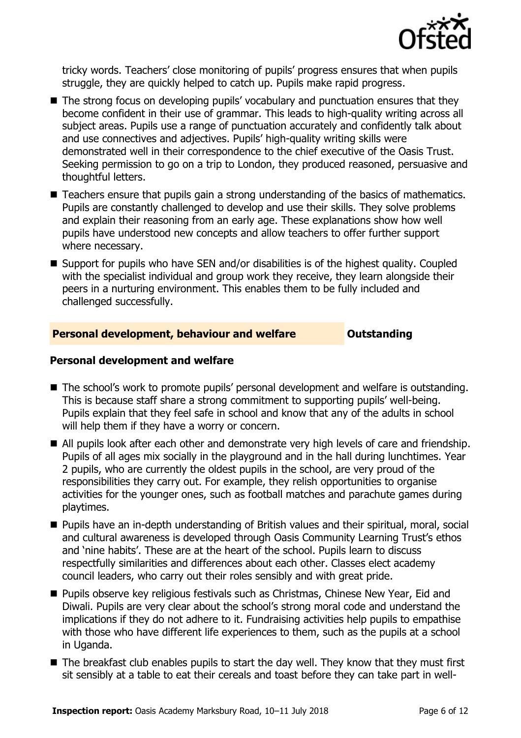tricky words. Teachers' close monitoring of pupils' progress ensures that when pupils struggle, they are quickly helped to catch up. Pupils make rapid progress.

- The strong focus on developing pupils' vocabulary and punctuation ensures that they become confident in their use of grammar. This leads to high-quality writing across all subject areas. Pupils use a range of punctuation accurately and confidently talk about and use connectives and adjectives. Pupils' high-quality writing skills were demonstrated well in their correspondence to the chief executive of the Oasis Trust. Seeking permission to go on a trip to London, they produced reasoned, persuasive and thoughtful letters.
- Teachers ensure that pupils gain a strong understanding of the basics of mathematics. Pupils are constantly challenged to develop and use their skills. They solve problems and explain their reasoning from an early age. These explanations show how well pupils have understood new concepts and allow teachers to offer further support where necessary.
- Support for pupils who have SEN and/or disabilities is of the highest quality. Coupled with the specialist individual and group work they receive, they learn alongside their peers in a nurturing environment. This enables them to be fully included and challenged successfully.

## Personal development, behaviour and welfare — Outstanding

### Personal development and welfare

- The school's work to promote pupils' personal development and welfare is outstanding. This is because staff share a strong commitment to supporting pupils' well-being. Pupils explain that they feel safe in school and know that any of the adults in school will help them if they have a worry or concern.
- All pupils look after each other and demonstrate very high levels of care and friendship. Pupils of all ages mix socially in the playground and in the hall during lunchtimes. Year 2 pupils, who are currently the oldest pupils in the school, are very proud of the responsibilities they carry out. For example, they relish opportunities to organise activities for the younger ones, such as football matches and parachute games during playtimes.
- Pupils have an in-depth understanding of British values and their spiritual, moral, social and cultural awareness is developed through Oasis Community Learning Trust's ethos and 'nine habits'. These are at the heart of the school. Pupils learn to discuss respectfully similarities and differences about each other. Classes elect academy council leaders, who carry out their roles sensibly and with great pride.
- Pupils observe key religious festivals such as Christmas, Chinese New Year, Eid and Diwali. Pupils are very clear about the school's strong moral code and understand the implications if they do not adhere to it. Fundraising activities help pupils to empathise with those who have different life experiences to them, such as the pupils at a school in Uganda.
- The breakfast club enables pupils to start the day well. They know that they must first sit sensibly at a table to eat their cereals and toast before they can take part in well-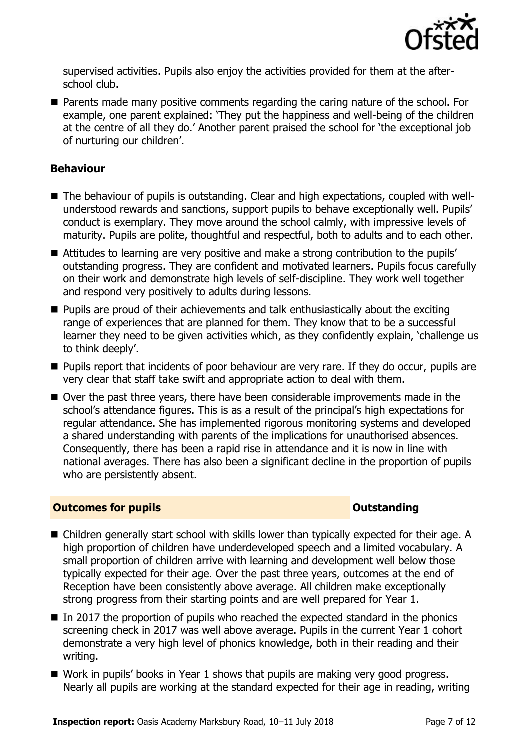supervised activities. Pupils also enjoy the activities provided for them at the after-school club.

- Parents made many positive comments regarding the caring nature of the school. For example, one parent explained: 'They put the happiness and well-being of the children at the centre of all they do.' Another parent praised the school for 'the exceptional job of nurturing our children'.

### Behaviour

- The behaviour of pupils is outstanding. Clear and high expectations, coupled with well-understood rewards and sanctions, support pupils to behave exceptionally well. Pupils' conduct is exemplary. They move around the school calmly, with impressive levels of maturity. Pupils are polite, thoughtful and respectful, both to adults and to each other.
- Attitudes to learning are very positive and make a strong contribution to the pupils' outstanding progress. They are confident and motivated learners. Pupils focus carefully on their work and demonstrate high levels of self-discipline. They work well together and respond very positively to adults during lessons.
- Pupils are proud of their achievements and talk enthusiastically about the exciting range of experiences that are planned for them. They know that to be a successful learner they need to be given activities which, as they confidently explain, 'challenge us to think deeply'.
- Pupils report that incidents of poor behaviour are very rare. If they do occur, pupils are very clear that staff take swift and appropriate action to deal with them.
- Over the past three years, there have been considerable improvements made in the school's attendance figures. This is as a result of the principal's high expectations for regular attendance. She has implemented rigorous monitoring systems and developed a shared understanding with parents of the implications for unauthorised absences. Consequently, there has been a rapid rise in attendance and it is now in line with national averages. There has also been a significant decline in the proportion of pupils who are persistently absent.

## Outcomes for pupils — Outstanding

- Children generally start school with skills lower than typically expected for their age. A high proportion of children have underdeveloped speech and a limited vocabulary. A small proportion of children arrive with learning and development well below those typically expected for their age. Over the past three years, outcomes at the end of Reception have been consistently above average. All children make exceptionally strong progress from their starting points and are well prepared for Year 1.
- In 2017 the proportion of pupils who reached the expected standard in the phonics screening check in 2017 was well above average. Pupils in the current Year 1 cohort demonstrate a very high level of phonics knowledge, both in their reading and their writing.
- Work in pupils' books in Year 1 shows that pupils are making very good progress. Nearly all pupils are working at the standard expected for their age in reading, writing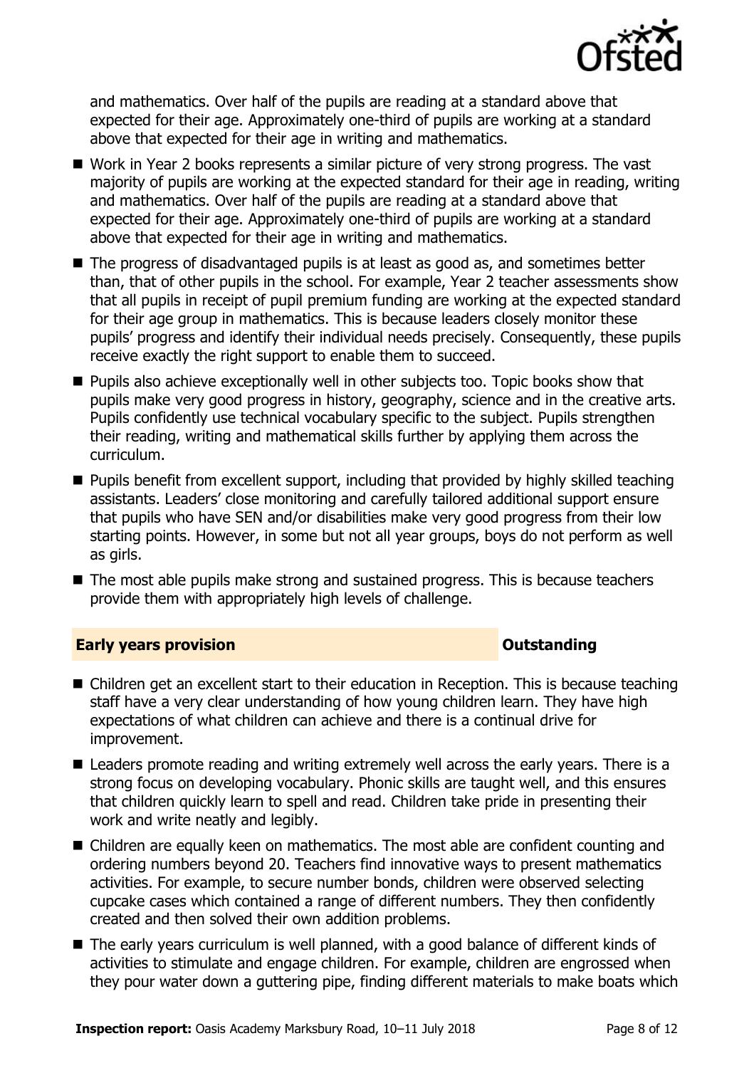and mathematics. Over half of the pupils are reading at a standard above that expected for their age. Approximately one-third of pupils are working at a standard above that expected for their age in writing and mathematics.

- Work in Year 2 books represents a similar picture of very strong progress. The vast majority of pupils are working at the expected standard for their age in reading, writing and mathematics. Over half of the pupils are reading at a standard above that expected for their age. Approximately one-third of pupils are working at a standard above that expected for their age in writing and mathematics.
- The progress of disadvantaged pupils is at least as good as, and sometimes better than, that of other pupils in the school. For example, Year 2 teacher assessments show that all pupils in receipt of pupil premium funding are working at the expected standard for their age group in mathematics. This is because leaders closely monitor these pupils' progress and identify their individual needs precisely. Consequently, these pupils receive exactly the right support to enable them to succeed.
- Pupils also achieve exceptionally well in other subjects too. Topic books show that pupils make very good progress in history, geography, science and in the creative arts. Pupils confidently use technical vocabulary specific to the subject. Pupils strengthen their reading, writing and mathematical skills further by applying them across the curriculum.
- Pupils benefit from excellent support, including that provided by highly skilled teaching assistants. Leaders' close monitoring and carefully tailored additional support ensure that pupils who have SEN and/or disabilities make very good progress from their low starting points. However, in some but not all year groups, boys do not perform as well as girls.
- The most able pupils make strong and sustained progress. This is because teachers provide them with appropriately high levels of challenge.

## Early years provision — Outstanding

- Children get an excellent start to their education in Reception. This is because teaching staff have a very clear understanding of how young children learn. They have high expectations of what children can achieve and there is a continual drive for improvement.
- Leaders promote reading and writing extremely well across the early years. There is a strong focus on developing vocabulary. Phonic skills are taught well, and this ensures that children quickly learn to spell and read. Children take pride in presenting their work and write neatly and legibly.
- Children are equally keen on mathematics. The most able are confident counting and ordering numbers beyond 20. Teachers find innovative ways to present mathematics activities. For example, to secure number bonds, children were observed selecting cupcake cases which contained a range of different numbers. They then confidently created and then solved their own addition problems.
- The early years curriculum is well planned, with a good balance of different kinds of activities to stimulate and engage children. For example, children are engrossed when they pour water down a guttering pipe, finding different materials to make boats which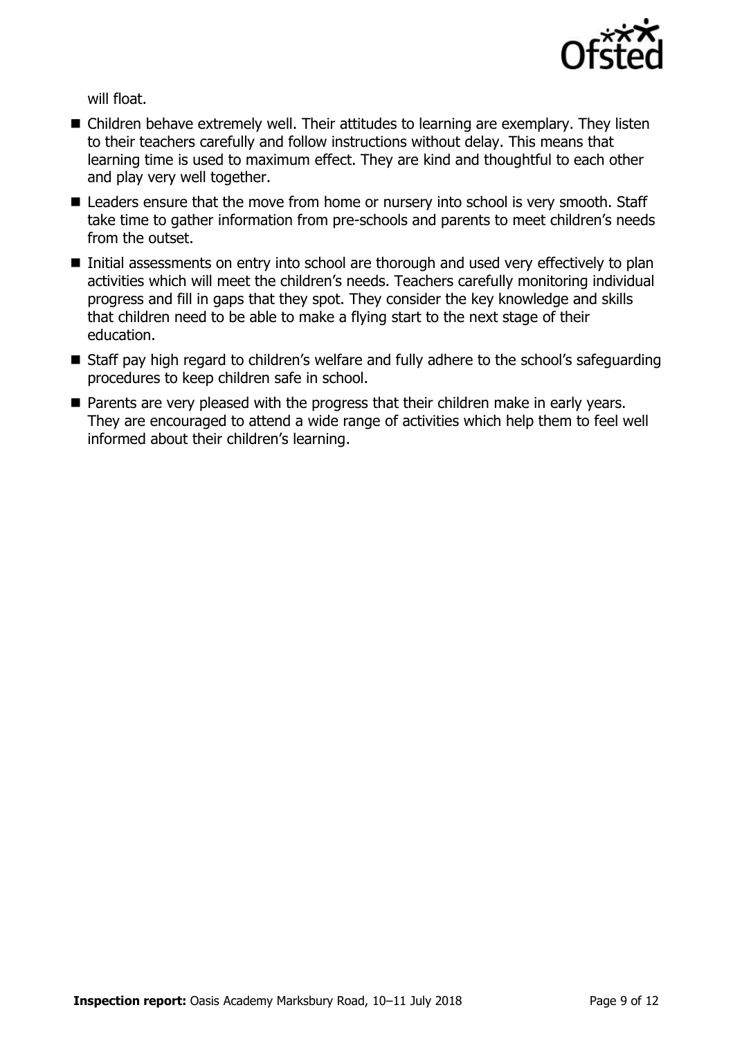will float.

- Children behave extremely well. Their attitudes to learning are exemplary. They listen to their teachers carefully and follow instructions without delay. This means that learning time is used to maximum effect. They are kind and thoughtful to each other and play very well together.
- Leaders ensure that the move from home or nursery into school is very smooth. Staff take time to gather information from pre-schools and parents to meet children's needs from the outset.
- Initial assessments on entry into school are thorough and used very effectively to plan activities which will meet the children's needs. Teachers carefully monitoring individual progress and fill in gaps that they spot. They consider the key knowledge and skills that children need to be able to make a flying start to the next stage of their education.
- Staff pay high regard to children's welfare and fully adhere to the school's safeguarding procedures to keep children safe in school.
- Parents are very pleased with the progress that their children make in early years. They are encouraged to attend a wide range of activities which help them to feel well informed about their children's learning.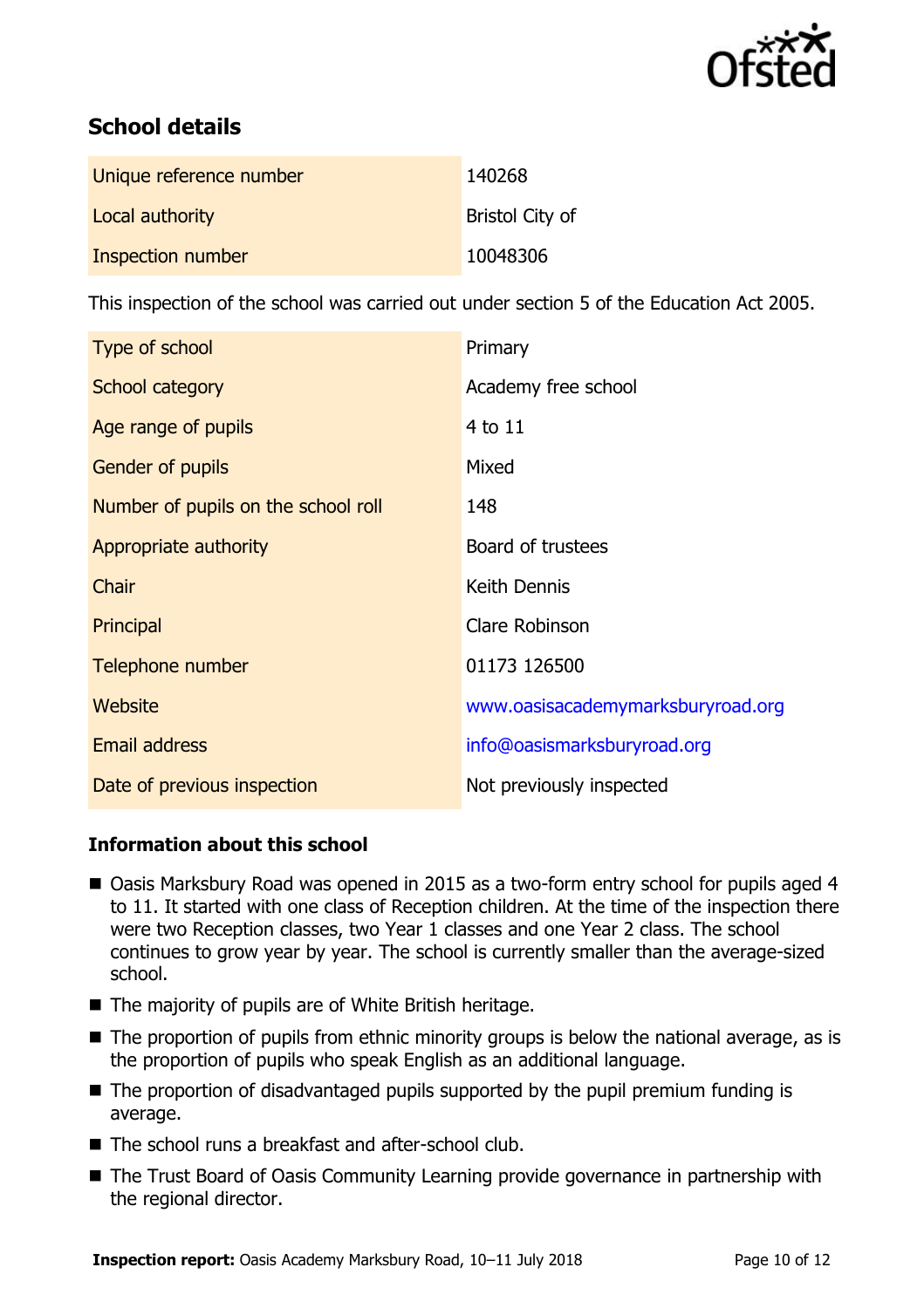## School details

| | |
|---|---|
| Unique reference number | 140268 |
| Local authority | Bristol City of |
| Inspection number | 10048306 |

This inspection of the school was carried out under section 5 of the Education Act 2005.

| | |
|---|---|
| Type of school | Primary |
| School category | Academy free school |
| Age range of pupils | 4 to 11 |
| Gender of pupils | Mixed |
| Number of pupils on the school roll | 148 |
| Appropriate authority | Board of trustees |
| Chair | Keith Dennis |
| Principal | Clare Robinson |
| Telephone number | 01173 126500 |
| Website | www.oasisacademymarksburyroad.org |
| Email address | info@oasismarksburyroad.org |
| Date of previous inspection | Not previously inspected |

### Information about this school

- Oasis Marksbury Road was opened in 2015 as a two-form entry school for pupils aged 4 to 11. It started with one class of Reception children. At the time of the inspection there were two Reception classes, two Year 1 classes and one Year 2 class. The school continues to grow year by year. The school is currently smaller than the average-sized school.
- The majority of pupils are of White British heritage.
- The proportion of pupils from ethnic minority groups is below the national average, as is the proportion of pupils who speak English as an additional language.
- The proportion of disadvantaged pupils supported by the pupil premium funding is average.
- The school runs a breakfast and after-school club.
- The Trust Board of Oasis Community Learning provide governance in partnership with the regional director.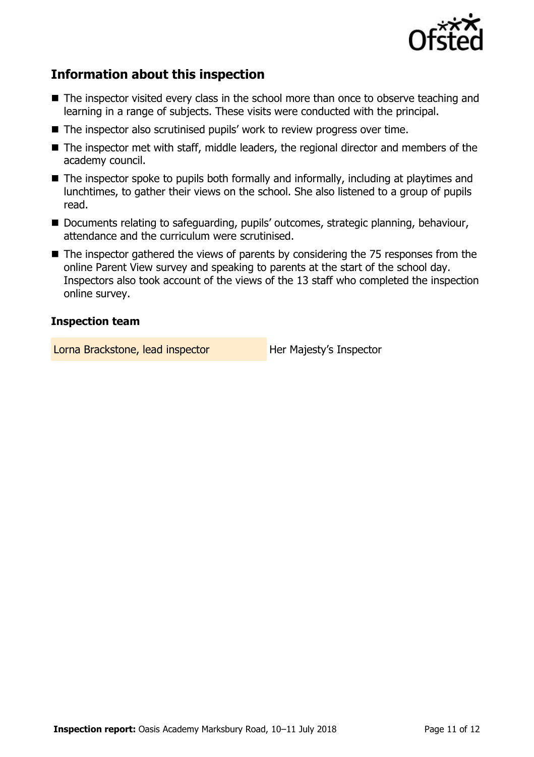## Information about this inspection

- The inspector visited every class in the school more than once to observe teaching and learning in a range of subjects. These visits were conducted with the principal.
- The inspector also scrutinised pupils' work to review progress over time.
- The inspector met with staff, middle leaders, the regional director and members of the academy council.
- The inspector spoke to pupils both formally and informally, including at playtimes and lunchtimes, to gather their views on the school. She also listened to a group of pupils read.
- Documents relating to safeguarding, pupils' outcomes, strategic planning, behaviour, attendance and the curriculum were scrutinised.
- The inspector gathered the views of parents by considering the 75 responses from the online Parent View survey and speaking to parents at the start of the school day. Inspectors also took account of the views of the 13 staff who completed the inspection online survey.

### Inspection team

| | |
|---|---|
| Lorna Brackstone, lead inspector | Her Majesty's Inspector |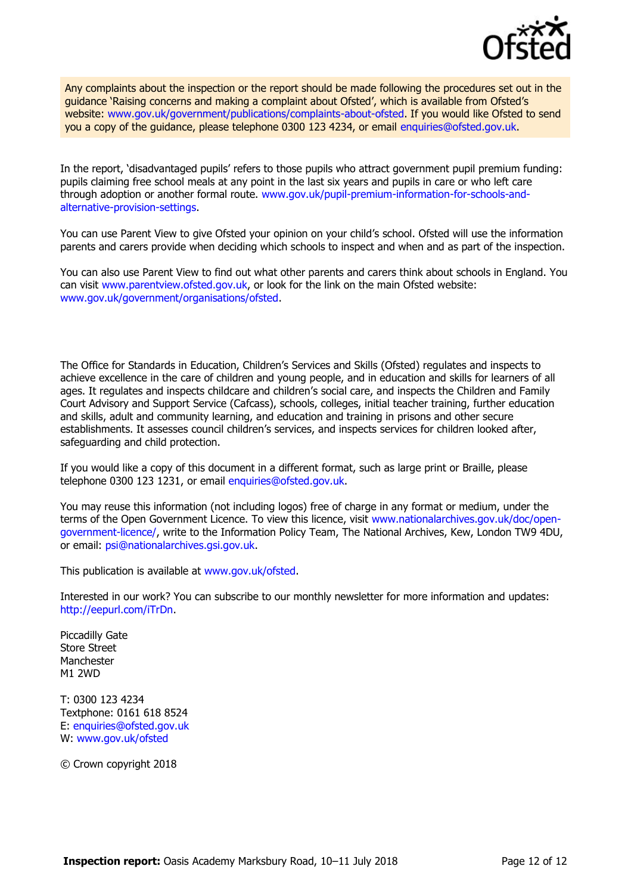Any complaints about the inspection or the report should be made following the procedures set out in the guidance 'Raising concerns and making a complaint about Ofsted', which is available from Ofsted's website: www.gov.uk/government/publications/complaints-about-ofsted. If you would like Ofsted to send you a copy of the guidance, please telephone 0300 123 4234, or email enquiries@ofsted.gov.uk.

In the report, 'disadvantaged pupils' refers to those pupils who attract government pupil premium funding: pupils claiming free school meals at any point in the last six years and pupils in care or who left care through adoption or another formal route. www.gov.uk/pupil-premium-information-for-schools-and-alternative-provision-settings.

You can use Parent View to give Ofsted your opinion on your child's school. Ofsted will use the information parents and carers provide when deciding which schools to inspect and when and as part of the inspection.

You can also use Parent View to find out what other parents and carers think about schools in England. You can visit www.parentview.ofsted.gov.uk, or look for the link on the main Ofsted website: www.gov.uk/government/organisations/ofsted.

The Office for Standards in Education, Children's Services and Skills (Ofsted) regulates and inspects to achieve excellence in the care of children and young people, and in education and skills for learners of all ages. It regulates and inspects childcare and children's social care, and inspects the Children and Family Court Advisory and Support Service (Cafcass), schools, colleges, initial teacher training, further education and skills, adult and community learning, and education and training in prisons and other secure establishments. It assesses council children's services, and inspects services for children looked after, safeguarding and child protection.

If you would like a copy of this document in a different format, such as large print or Braille, please telephone 0300 123 1231, or email enquiries@ofsted.gov.uk.

You may reuse this information (not including logos) free of charge in any format or medium, under the terms of the Open Government Licence. To view this licence, visit www.nationalarchives.gov.uk/doc/open-government-licence/, write to the Information Policy Team, The National Archives, Kew, London TW9 4DU, or email: psi@nationalarchives.gsi.gov.uk.

This publication is available at www.gov.uk/ofsted.

Interested in our work? You can subscribe to our monthly newsletter for more information and updates: http://eepurl.com/iTrDn.

Piccadilly Gate
Store Street
Manchester
M1 2WD

T: 0300 123 4234
Textphone: 0161 618 8524
E: enquiries@ofsted.gov.uk
W: www.gov.uk/ofsted

© Crown copyright 2018